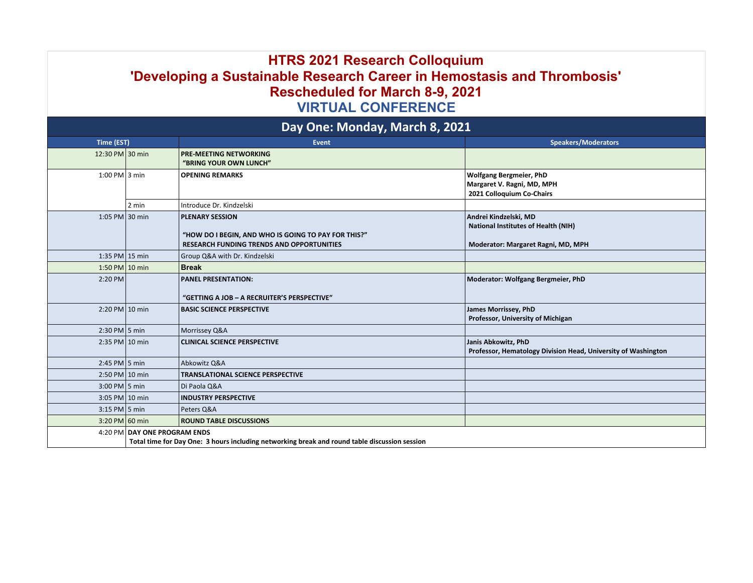# HTRS 2021 Research Colloquium

# 'Developing a Sustainable Research Career in Hemostasis and Thrombosis'

## Rescheduled for March 8-9, 2021

## VIRTUAL CONFERENCE

### Day One: Monday, March 8, 2021

| Time (EST) | | Event | Speakers/Moderators |
|---|---|---|---|
| 12:30 PM | 30 min | **PRE-MEETING NETWORKING**<br>**"BRING YOUR OWN LUNCH"** | |
| 1:00 PM | 3 min | **OPENING REMARKS** | **Wolfgang Bergmeier, PhD**<br>**Margaret V. Ragni, MD, MPH**<br>**2021 Colloquium Co-Chairs** |
| | 2 min | Introduce Dr. Kindzelski | |
| 1:05 PM | 30 min | **PLENARY SESSION**<br><br>**"HOW DO I BEGIN, AND WHO IS GOING TO PAY FOR THIS?"**<br>**RESEARCH FUNDING TRENDS AND OPPORTUNITIES** | **Andrei Kindzelski, MD**<br>**National Institutes of Health (NIH)**<br><br>**Moderator: Margaret Ragni, MD, MPH** |
| 1:35 PM | 15 min | Group Q&A with Dr. Kindzelski | |
| 1:50 PM | 10 min | **Break** | |
| 2:20 PM | | **PANEL PRESENTATION:**<br><br>**"GETTING A JOB – A RECRUITER'S PERSPECTIVE"** | **Moderator: Wolfgang Bergmeier, PhD** |
| 2:20 PM | 10 min | **BASIC SCIENCE PERSPECTIVE** | **James Morrissey, PhD**<br>**Professor, University of Michigan** |
| 2:30 PM | 5 min | Morrissey Q&A | |
| 2:35 PM | 10 min | **CLINICAL SCIENCE PERSPECTIVE** | **Janis Abkowitz, PhD**<br>**Professor, Hematology Division Head, University of Washington** |
| 2:45 PM | 5 min | Abkowitz Q&A | |
| 2:50 PM | 10 min | **TRANSLATIONAL SCIENCE PERSPECTIVE** | |
| 3:00 PM | 5 min | Di Paola Q&A | |
| 3:05 PM | 10 min | **INDUSTRY PERSPECTIVE** | |
| 3:15 PM | 5 min | Peters Q&A | |
| 3:20 PM | 60 min | **ROUND TABLE DISCUSSIONS** | |
| 4:20 PM | **DAY ONE PROGRAM ENDS**<br>**Total time for Day One: 3 hours including networking break and round table discussion session** | | |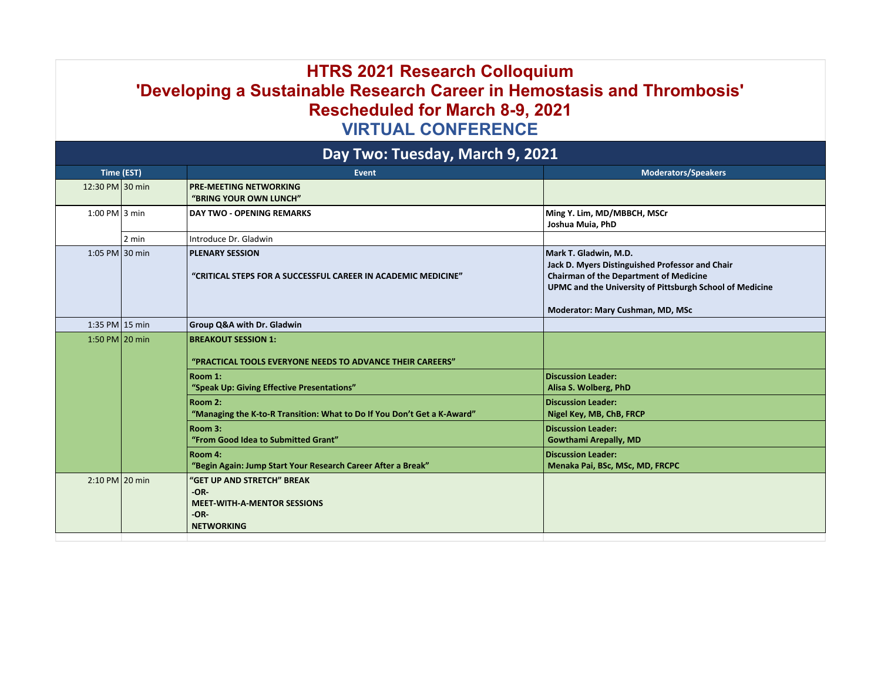# HTRS 2021 Research Colloquium
# 'Developing a Sustainable Research Career in Hemostasis and Thrombosis'
# Rescheduled for March 8-9, 2021
## VIRTUAL CONFERENCE

## Day Two: Tuesday, March 9, 2021

| Time (EST) | | Event | Moderators/Speakers |
|---|---|---|---|
| 12:30 PM | 30 min | **PRE-MEETING NETWORKING**<br>**"BRING YOUR OWN LUNCH"** | |
| 1:00 PM | 3 min | **DAY TWO - OPENING REMARKS** | **Ming Y. Lim, MD/MBBCH, MSCr**<br>**Joshua Muia, PhD** |
| | 2 min | Introduce Dr. Gladwin | |
| 1:05 PM | 30 min | **PLENARY SESSION**<br><br>**"CRITICAL STEPS FOR A SUCCESSFUL CAREER IN ACADEMIC MEDICINE"** | **Mark T. Gladwin, M.D.**<br>**Jack D. Myers Distinguished Professor and Chair**<br>**Chairman of the Department of Medicine**<br>**UPMC and the University of Pittsburgh School of Medicine**<br><br>**Moderator: Mary Cushman, MD, MSc** |
| 1:35 PM | 15 min | **Group Q&A with Dr. Gladwin** | |
| 1:50 PM | 20 min | **BREAKOUT SESSION 1:**<br><br>**"PRACTICAL TOOLS EVERYONE NEEDS TO ADVANCE THEIR CAREERS"** | |
| | | **Room 1:**<br>**"Speak Up: Giving Effective Presentations"** | **Discussion Leader:**<br>**Alisa S. Wolberg, PhD** |
| | | **Room 2:**<br>**"Managing the K-to-R Transition: What to Do If You Don't Get a K-Award"** | **Discussion Leader:**<br>**Nigel Key, MB, ChB, FRCP** |
| | | **Room 3:**<br>**"From Good Idea to Submitted Grant"** | **Discussion Leader:**<br>**Gowthami Arepally, MD** |
| | | **Room 4:**<br>**"Begin Again: Jump Start Your Research Career After a Break"** | **Discussion Leader:**<br>**Menaka Pai, BSc, MSc, MD, FRCPC** |
| 2:10 PM | 20 min | **"GET UP AND STRETCH" BREAK**<br>**-OR-**<br>**MEET-WITH-A-MENTOR SESSIONS**<br>**-OR-**<br>**NETWORKING** | |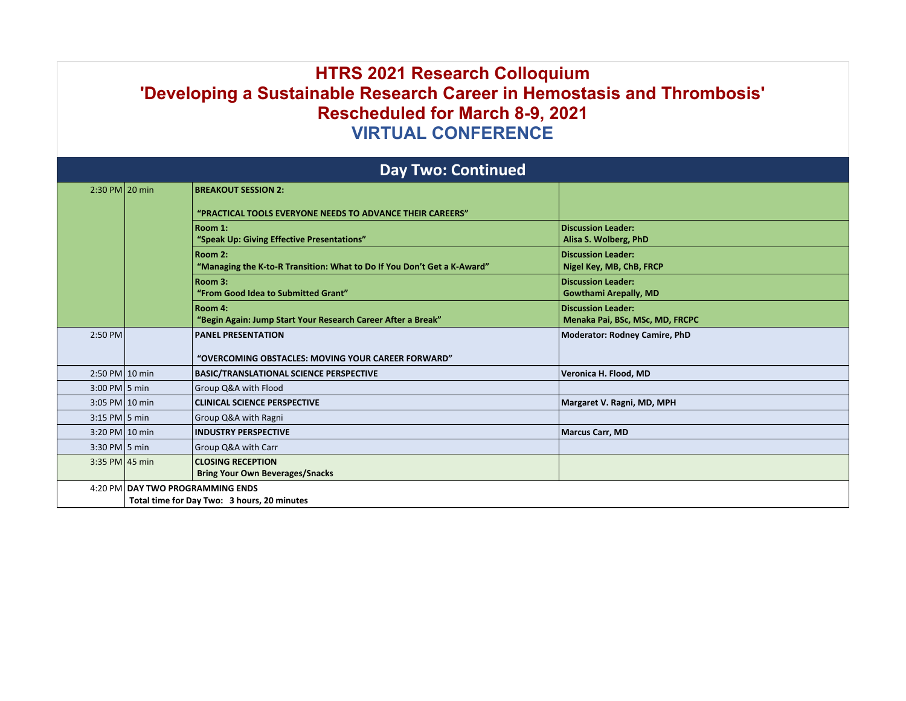# HTRS 2021 Research Colloquium

# 'Developing a Sustainable Research Career in Hemostasis and Thrombosis'

# Rescheduled for March 8-9, 2021

# VIRTUAL CONFERENCE

## Day Two: Continued

| | | | |
|---|---|---|---|
| 2:30 PM | 20 min | **BREAKOUT SESSION 2:** **"PRACTICAL TOOLS EVERYONE NEEDS TO ADVANCE THEIR CAREERS"** | |
| | | **Room 1:** **"Speak Up: Giving Effective Presentations"** | **Discussion Leader:** **Alisa S. Wolberg, PhD** |
| | | **Room 2:** **"Managing the K-to-R Transition: What to Do If You Don't Get a K-Award"** | **Discussion Leader:** **Nigel Key, MB, ChB, FRCP** |
| | | **Room 3:** **"From Good Idea to Submitted Grant"** | **Discussion Leader:** **Gowthami Arepally, MD** |
| | | **Room 4:** **"Begin Again: Jump Start Your Research Career After a Break"** | **Discussion Leader:** **Menaka Pai, BSc, MSc, MD, FRCPC** |
| 2:50 PM | | **PANEL PRESENTATION** **"OVERCOMING OBSTACLES: MOVING YOUR CAREER FORWARD"** | **Moderator: Rodney Camire, PhD** |
| 2:50 PM | 10 min | **BASIC/TRANSLATIONAL SCIENCE PERSPECTIVE** | **Veronica H. Flood, MD** |
| 3:00 PM | 5 min | Group Q&A with Flood | |
| 3:05 PM | 10 min | **CLINICAL SCIENCE PERSPECTIVE** | **Margaret V. Ragni, MD, MPH** |
| 3:15 PM | 5 min | Group Q&A with Ragni | |
| 3:20 PM | 10 min | **INDUSTRY PERSPECTIVE** | **Marcus Carr, MD** |
| 3:30 PM | 5 min | Group Q&A with Carr | |
| 3:35 PM | 45 min | **CLOSING RECEPTION** **Bring Your Own Beverages/Snacks** | |
| 4:20 PM | **DAY TWO PROGRAMMING ENDS** **Total time for Day Two: 3 hours, 20 minutes** | | |